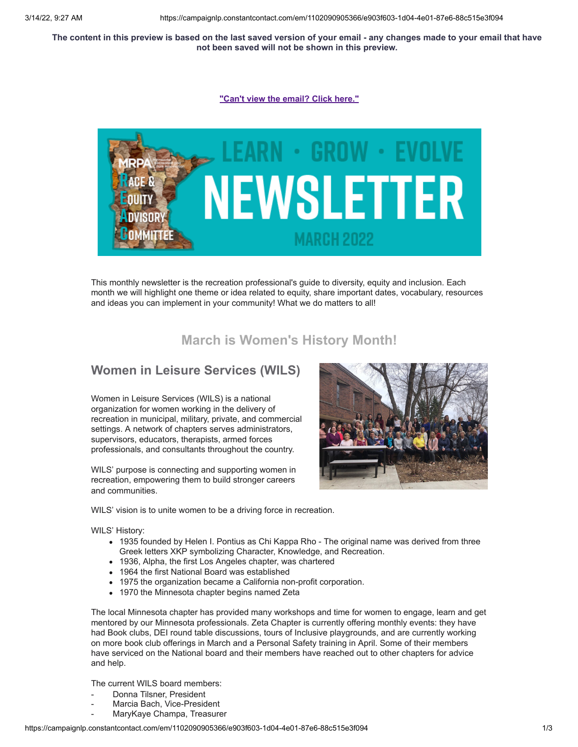The content in this preview is based on the last saved version of your email - any changes made to your email that have not been saved will not be shown in this preview.

"Can't view the email? Click here."

This monthly newsletter is the recreation professional's guide to diversity, equity and inclusion. Each month we will highlight one theme or idea related to equity, share important dates, vocabulary, resources and ideas you can implement in your community! What we do matters to all!

## March is Women's History Month!

### Women in Leisure Services (WILS)

Women in Leisure Services (WILS) is a national organization for women working in the delivery of recreation in municipal, military, private, and commercial settings. A network of chapters serves administrators, supervisors, educators, therapists, armed forces professionals, and consultants throughout the country.

WILS' purpose is connecting and supporting women in recreation, empowering them to build stronger careers and communities.

WILS' vision is to unite women to be a driving force in recreation.

WILS' History:

- 1935 founded by Helen I. Pontius as Chi Kappa Rho - The original name was derived from three Greek letters XKP symbolizing Character, Knowledge, and Recreation.
- 1936, Alpha, the first Los Angeles chapter, was chartered
- 1964 the first National Board was established
- 1975 the organization became a California non-profit corporation.
- 1970 the Minnesota chapter begins named Zeta

The local Minnesota chapter has provided many workshops and time for women to engage, learn and get mentored by our Minnesota professionals. Zeta Chapter is currently offering monthly events: they have had Book clubs, DEI round table discussions, tours of Inclusive playgrounds, and are currently working on more book club offerings in March and a Personal Safety training in April. Some of their members have serviced on the National board and their members have reached out to other chapters for advice and help.

The current WILS board members:

- Donna Tilsner, President
- Marcia Bach, Vice-President
- MaryKaye Champa, Treasurer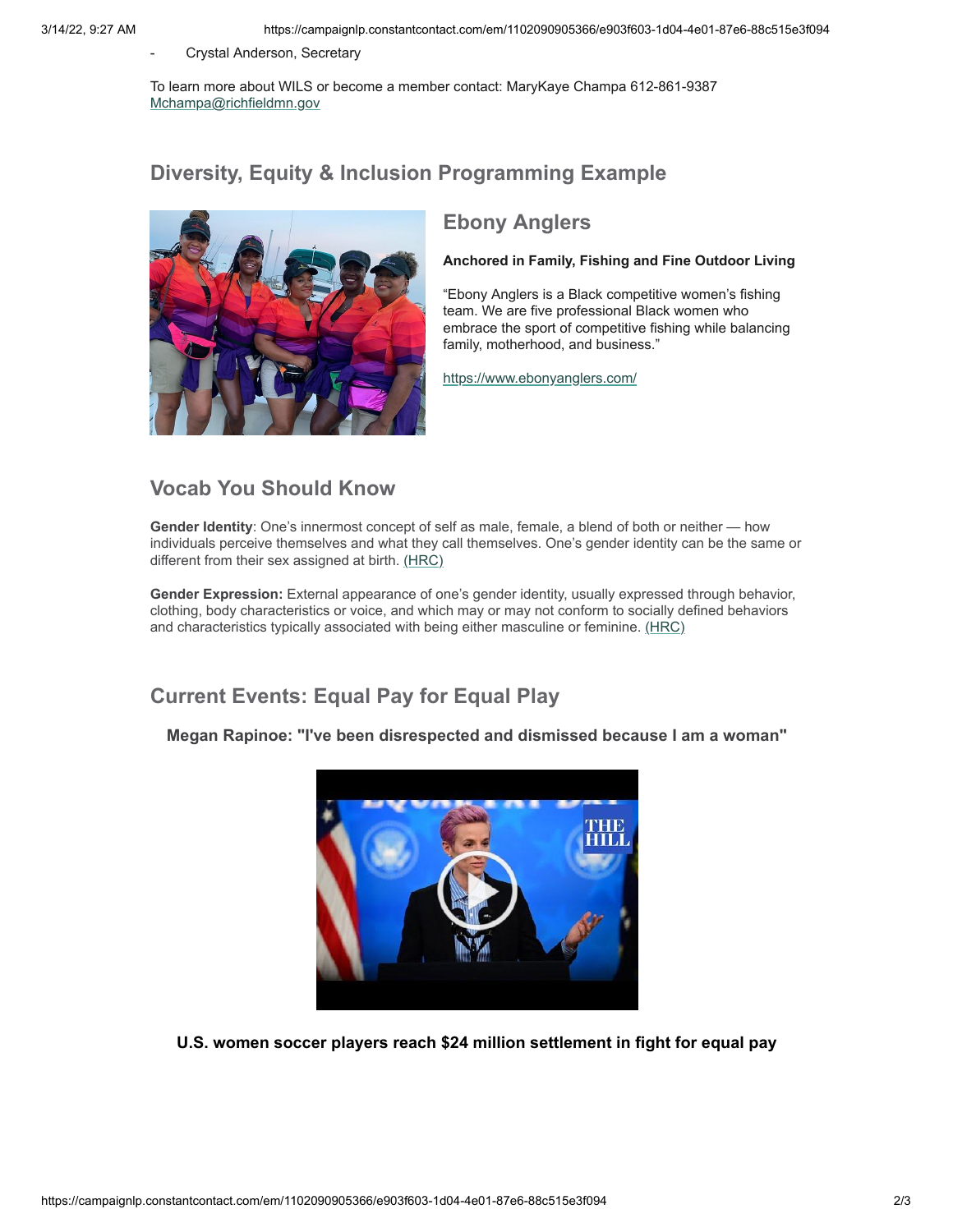- Crystal Anderson, Secretary

To learn more about WILS or become a member contact: MaryKaye Champa 612-861-9387
Mchampa@richfieldmn.gov

## Diversity, Equity & Inclusion Programming Example

### Ebony Anglers

**Anchored in Family, Fishing and Fine Outdoor Living**

"Ebony Anglers is a Black competitive women's fishing team. We are five professional Black women who embrace the sport of competitive fishing while balancing family, motherhood, and business."

https://www.ebonyanglers.com/

## Vocab You Should Know

**Gender Identity**: One's innermost concept of self as male, female, a blend of both or neither — how individuals perceive themselves and what they call themselves. One's gender identity can be the same or different from their sex assigned at birth. (HRC)

**Gender Expression:** External appearance of one's gender identity, usually expressed through behavior, clothing, body characteristics or voice, and which may or may not conform to socially defined behaviors and characteristics typically associated with being either masculine or feminine. (HRC)

## Current Events: Equal Pay for Equal Play

**Megan Rapinoe: "I've been disrespected and dismissed because I am a woman"**

**U.S. women soccer players reach $24 million settlement in fight for equal pay**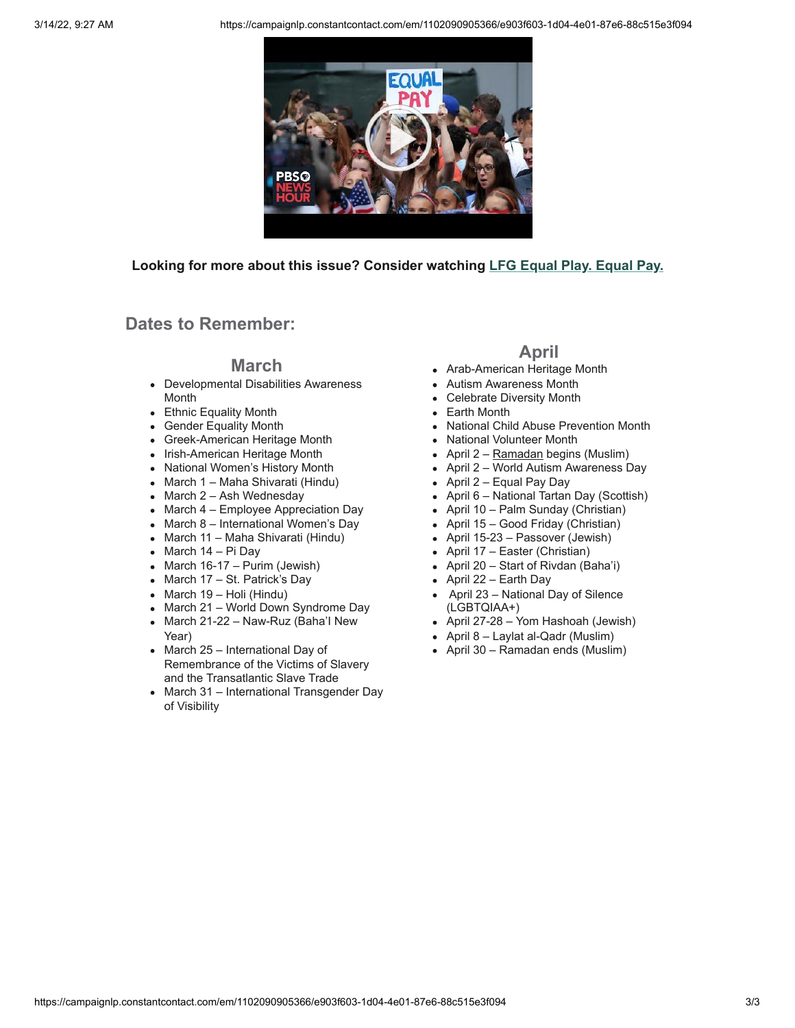**Looking for more about this issue? Consider watching [LFG Equal Play. Equal Pay.]()**

## Dates to Remember:

### March

- Developmental Disabilities Awareness Month
- Ethnic Equality Month
- Gender Equality Month
- Greek-American Heritage Month
- Irish-American Heritage Month
- National Women's History Month
- March 1 – Maha Shivarati (Hindu)
- March 2 – Ash Wednesday
- March 4 – Employee Appreciation Day
- March 8 – International Women's Day
- March 11 – Maha Shivarati (Hindu)
- March 14 – Pi Day
- March 16-17 – Purim (Jewish)
- March 17 – St. Patrick's Day
- March 19 – Holi (Hindu)
- March 21 – World Down Syndrome Day
- March 21-22 – Naw-Ruz (Baha'I New Year)
- March 25 – International Day of Remembrance of the Victims of Slavery and the Transatlantic Slave Trade
- March 31 – International Transgender Day of Visibility

### April

- Arab-American Heritage Month
- Autism Awareness Month
- Celebrate Diversity Month
- Earth Month
- National Child Abuse Prevention Month
- National Volunteer Month
- April 2 – Ramadan begins (Muslim)
- April 2 – World Autism Awareness Day
- April 2 – Equal Pay Day
- April 6 – National Tartan Day (Scottish)
- April 10 – Palm Sunday (Christian)
- April 15 – Good Friday (Christian)
- April 15-23 – Passover (Jewish)
- April 17 – Easter (Christian)
- April 20 – Start of Rivdan (Baha'i)
- April 22 – Earth Day
- April 23 – National Day of Silence (LGBTQIAA+)
- April 27-28 – Yom Hashoah (Jewish)
- April 8 – Laylat al-Qadr (Muslim)
- April 30 – Ramadan ends (Muslim)